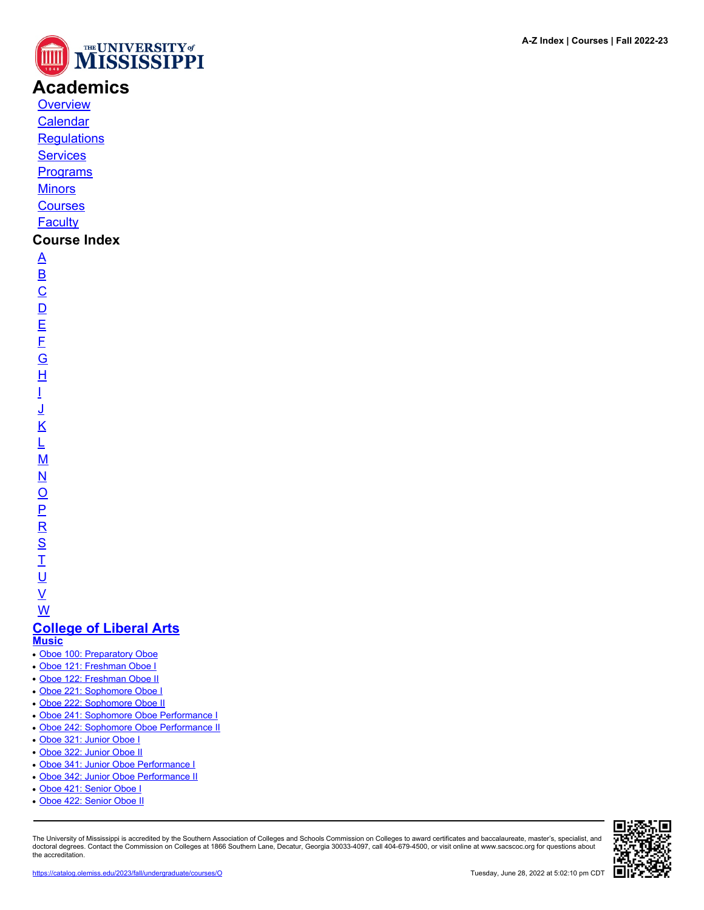# Academics

- Overview
- Calendar
- Regulations
- Services
- Programs
- Minors
- Courses
- Faculty

## Course Index

- A
- B
- C
- D
- E
- F
- G
- H
- I
- J
- K
- L
- M
- N
- O
- P
- R
- S
- T
- U
- V
- W

## College of Liberal Arts

### Music

- Oboe 100: Preparatory Oboe
- Oboe 121: Freshman Oboe I
- Oboe 122: Freshman Oboe II
- Oboe 221: Sophomore Oboe I
- Oboe 222: Sophomore Oboe II
- Oboe 241: Sophomore Oboe Performance I
- Oboe 242: Sophomore Oboe Performance II
- Oboe 321: Junior Oboe I
- Oboe 322: Junior Oboe II
- Oboe 341: Junior Oboe Performance I
- Oboe 342: Junior Oboe Performance II
- Oboe 421: Senior Oboe I
- Oboe 422: Senior Oboe II

The University of Mississippi is accredited by the Southern Association of Colleges and Schools Commission on Colleges to award certificates and baccalaureate, master's, specialist, and doctoral degrees. Contact the Commission on Colleges at 1866 Southern Lane, Decatur, Georgia 30033-4097, call 404-679-4500, or visit online at www.sacscoc.org for questions about the accreditation.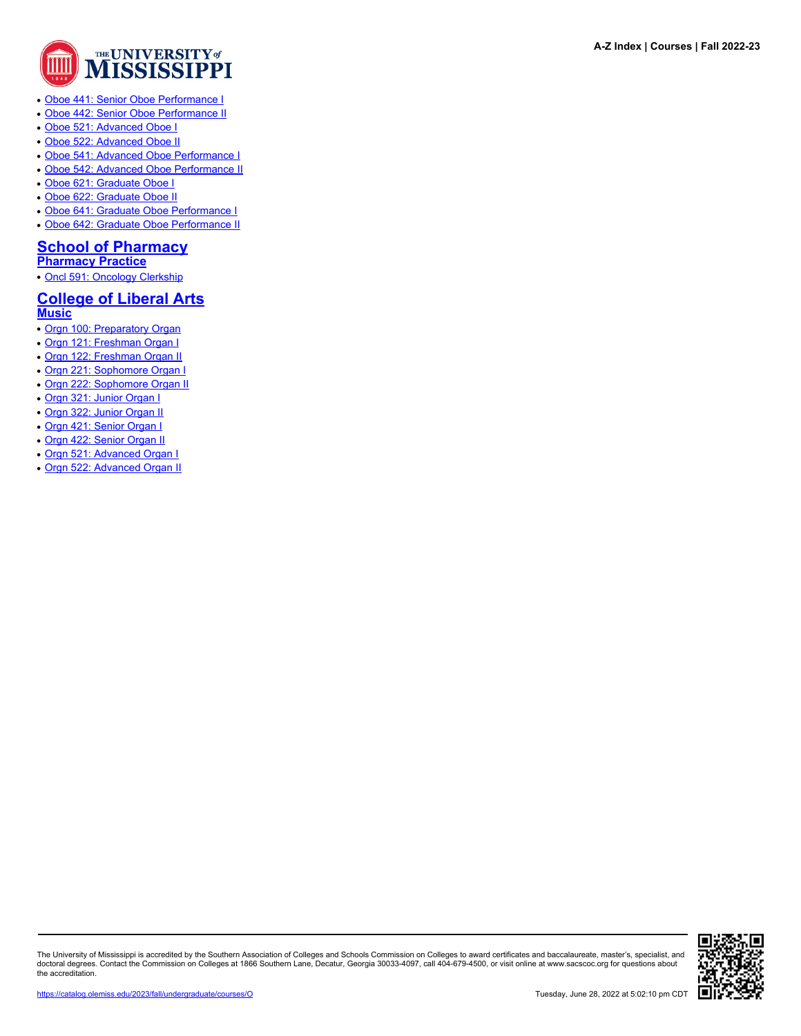- Oboe 441: Senior Oboe Performance I
- Oboe 442: Senior Oboe Performance II
- Oboe 521: Advanced Oboe I
- Oboe 522: Advanced Oboe II
- Oboe 541: Advanced Oboe Performance I
- Oboe 542: Advanced Oboe Performance II
- Oboe 621: Graduate Oboe I
- Oboe 622: Graduate Oboe II
- Oboe 641: Graduate Oboe Performance I
- Oboe 642: Graduate Oboe Performance II

## School of Pharmacy

### Pharmacy Practice

- Oncl 591: Oncology Clerkship

## College of Liberal Arts

### Music

- Orgn 100: Preparatory Organ
- Orgn 121: Freshman Organ I
- Orgn 122: Freshman Organ II
- Orgn 221: Sophomore Organ I
- Orgn 222: Sophomore Organ II
- Orgn 321: Junior Organ I
- Orgn 322: Junior Organ II
- Orgn 421: Senior Organ I
- Orgn 422: Senior Organ II
- Orgn 521: Advanced Organ I
- Orgn 522: Advanced Organ II